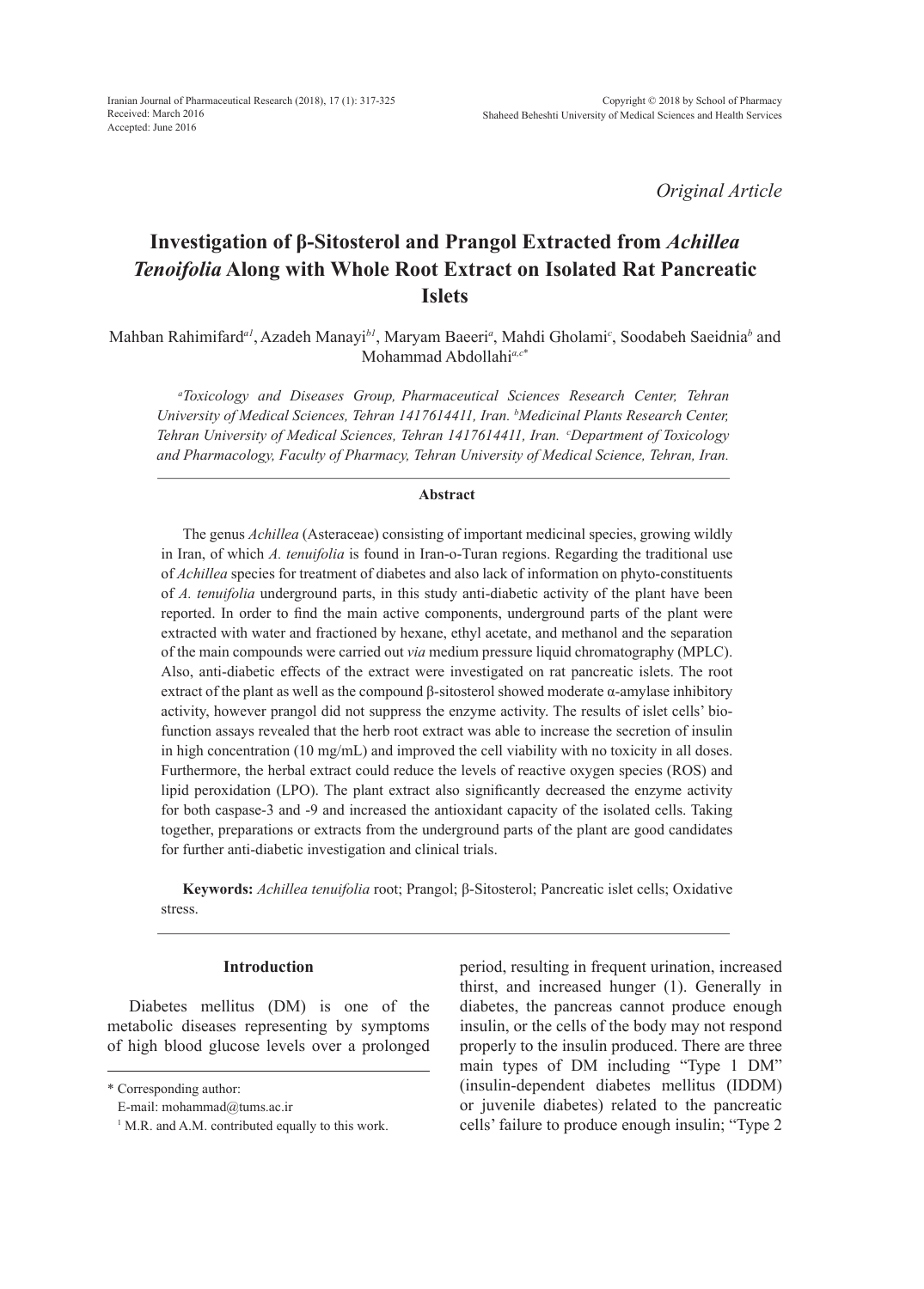*Original Article*

# Investigation of β-Sitosterol and Prangol Extracted from *Achillea Tenoifolia* Along with Whole Root Extract on Isolated Rat Pancreatic Islets

Mahban Rahimifard[a1], Azadeh Manayi[b1], Maryam Baeeri[a], Mahdi Gholami[c], Soodabeh Saeidnia[b] and Mohammad Abdollahi[a,c*]

*[a]Toxicology and Diseases Group, Pharmaceutical Sciences Research Center, Tehran University of Medical Sciences, Tehran 1417614411, Iran. [b]Medicinal Plants Research Center, Tehran University of Medical Sciences, Tehran 1417614411, Iran. [c]Department of Toxicology and Pharmacology, Faculty of Pharmacy, Tehran University of Medical Science, Tehran, Iran.*

## Abstract

The genus *Achillea* (Asteraceae) consisting of important medicinal species, growing wildly in Iran, of which *A. tenuifolia* is found in Iran-o-Turan regions. Regarding the traditional use of *Achillea* species for treatment of diabetes and also lack of information on phyto-constituents of *A. tenuifolia* underground parts, in this study anti-diabetic activity of the plant have been reported. In order to find the main active components, underground parts of the plant were extracted with water and fractioned by hexane, ethyl acetate, and methanol and the separation of the main compounds were carried out *via* medium pressure liquid chromatography (MPLC). Also, anti-diabetic effects of the extract were investigated on rat pancreatic islets. The root extract of the plant as well as the compound β-sitosterol showed moderate α-amylase inhibitory activity, however prangol did not suppress the enzyme activity. The results of islet cells' bio-function assays revealed that the herb root extract was able to increase the secretion of insulin in high concentration (10 mg/mL) and improved the cell viability with no toxicity in all doses. Furthermore, the herbal extract could reduce the levels of reactive oxygen species (ROS) and lipid peroxidation (LPO). The plant extract also significantly decreased the enzyme activity for both caspase-3 and -9 and increased the antioxidant capacity of the isolated cells. Taking together, preparations or extracts from the underground parts of the plant are good candidates for further anti-diabetic investigation and clinical trials.

**Keywords:** *Achillea tenuifolia* root; Prangol; β-Sitosterol; Pancreatic islet cells; Oxidative stress.

## Introduction

Diabetes mellitus (DM) is one of the metabolic diseases representing by symptoms of high blood glucose levels over a prolonged period, resulting in frequent urination, increased thirst, and increased hunger (1). Generally in diabetes, the pancreas cannot produce enough insulin, or the cells of the body may not respond properly to the insulin produced. There are three main types of DM including "Type 1 DM" (insulin-dependent diabetes mellitus (IDDM) or juvenile diabetes) related to the pancreatic cells' failure to produce enough insulin; "Type 2

\* Corresponding author:
E-mail: mohammad@tums.ac.ir
[1] M.R. and A.M. contributed equally to this work.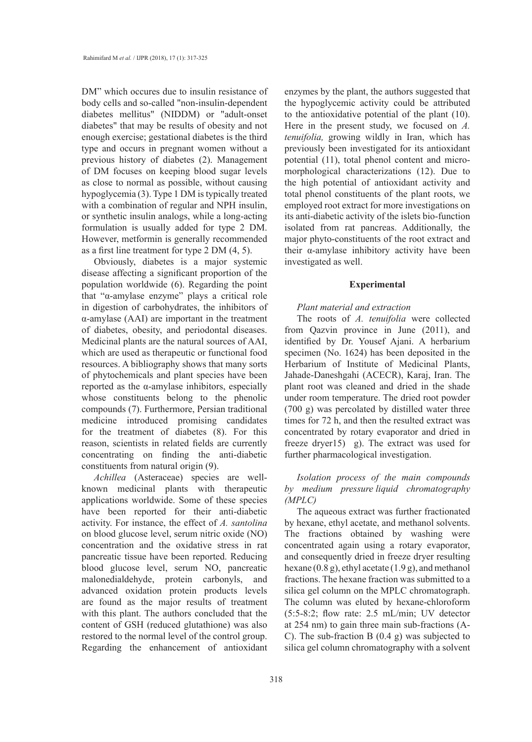DM" which occures due to insulin resistance of body cells and so-called "non-insulin-dependent diabetes mellitus" (NIDDM) or "adult-onset diabetes" that may be results of obesity and not enough exercise; gestational diabetes is the third type and occurs in pregnant women without a previous history of diabetes (2). Management of DM focuses on keeping blood sugar levels as close to normal as possible, without causing hypoglycemia (3). Type 1 DM is typically treated with a combination of regular and NPH insulin, or synthetic insulin analogs, while a long-acting formulation is usually added for type 2 DM. However, metformin is generally recommended as a first line treatment for type 2 DM (4, 5).

Obviously, diabetes is a major systemic disease affecting a significant proportion of the population worldwide (6). Regarding the point that "α-amylase enzyme" plays a critical role in digestion of carbohydrates, the inhibitors of α-amylase (AAI) are important in the treatment of diabetes, obesity, and periodontal diseases. Medicinal plants are the natural sources of AAI, which are used as therapeutic or functional food resources. A bibliography shows that many sorts of phytochemicals and plant species have been reported as the α-amylase inhibitors, especially whose constituents belong to the phenolic compounds (7). Furthermore, Persian traditional medicine introduced promising candidates for the treatment of diabetes (8). For this reason, scientists in related fields are currently concentrating on finding the anti-diabetic constituents from natural origin (9).

*Achillea* (Asteraceae) species are well-known medicinal plants with therapeutic applications worldwide. Some of these species have been reported for their anti-diabetic activity. For instance, the effect of *A. santolina* on blood glucose level, serum nitric oxide (NO) concentration and the oxidative stress in rat pancreatic tissue have been reported. Reducing blood glucose level, serum NO, pancreatic malonedialdehyde, protein carbonyls, and advanced oxidation protein products levels are found as the major results of treatment with this plant. The authors concluded that the content of GSH (reduced glutathione) was also restored to the normal level of the control group. Regarding the enhancement of antioxidant enzymes by the plant, the authors suggested that the hypoglycemic activity could be attributed to the antioxidative potential of the plant (10). Here in the present study, we focused on *A. tenuifolia,* growing wildly in Iran, which has previously been investigated for its antioxidant potential (11), total phenol content and micro-morphological characterizations (12). Due to the high potential of antioxidant activity and total phenol constituents of the plant roots, we employed root extract for more investigations on its anti-diabetic activity of the islets bio-function isolated from rat pancreas. Additionally, the major phyto-constituents of the root extract and their α-amylase inhibitory activity have been investigated as well.

## Experimental

### *Plant material and extraction*

The roots of *A. tenuifolia* were collected from Qazvin province in June (2011), and identified by Dr. Yousef Ajani. A herbarium specimen (No. 1624) has been deposited in the Herbarium of Institute of Medicinal Plants, Jahade-Daneshgahi (ACECR), Karaj, Iran. The plant root was cleaned and dried in the shade under room temperature. The dried root powder (700 g) was percolated by distilled water three times for 72 h, and then the resulted extract was concentrated by rotary evaporator and dried in freeze dryer15) g). The extract was used for further pharmacological investigation.

### *Isolation process of the main compounds by medium pressure liquid chromatography (MPLC)*

The aqueous extract was further fractionated by hexane, ethyl acetate, and methanol solvents. The fractions obtained by washing were concentrated again using a rotary evaporator, and consequently dried in freeze dryer resulting hexane (0.8 g), ethyl acetate (1.9 g), and methanol fractions. The hexane fraction was submitted to a silica gel column on the MPLC chromatograph. The column was eluted by hexane-chloroform (5:5-8:2; flow rate: 2.5 mL/min; UV detector at 254 nm) to gain three main sub-fractions (A-C). The sub-fraction B (0.4 g) was subjected to silica gel column chromatography with a solvent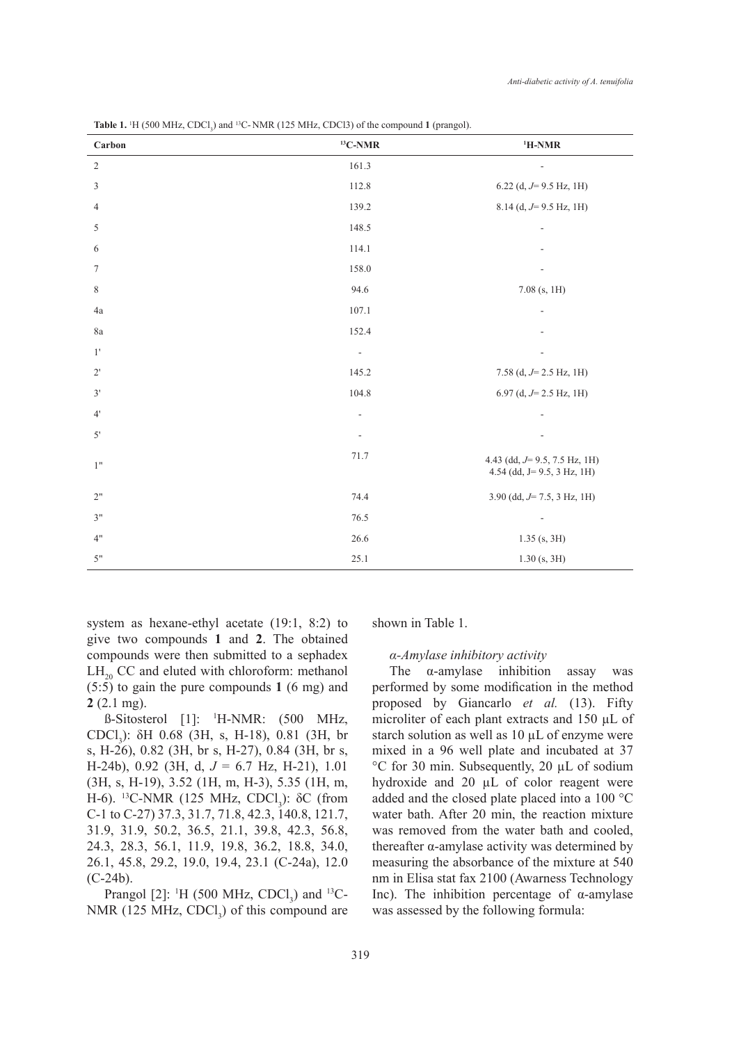**Table 1.** $^{1}H$ (500 MHz, $CDCl_3$) and $^{13}C$- NMR (125 MHz, CDCl3) of the compound **1** (prangol).

| Carbon | $^{13}C$-NMR | $^{1}H$-NMR |
|---|---|---|
| 2 | 161.3 | - |
| 3 | 112.8 | 6.22 (d, *J*= 9.5 Hz, 1H) |
| 4 | 139.2 | 8.14 (d, *J*= 9.5 Hz, 1H) |
| 5 | 148.5 | - |
| 6 | 114.1 | - |
| 7 | 158.0 | - |
| 8 | 94.6 | 7.08 (s, 1H) |
| 4a | 107.1 | - |
| 8a | 152.4 | - |
| 1' | - | - |
| 2' | 145.2 | 7.58 (d, *J*= 2.5 Hz, 1H) |
| 3' | 104.8 | 6.97 (d, *J*= 2.5 Hz, 1H) |
| 4' | - | - |
| 5' | - | - |
| 1" | 71.7 | 4.43 (dd, *J*= 9.5, 7.5 Hz, 1H) 4.54 (dd, J= 9.5, 3 Hz, 1H) |
| 2" | 74.4 | 3.90 (dd, *J*= 7.5, 3 Hz, 1H) |
| 3" | 76.5 | - |
| 4" | 26.6 | 1.35 (s, 3H) |
| 5" | 25.1 | 1.30 (s, 3H) |

system as hexane-ethyl acetate (19:1, 8:2) to give two compounds **1** and **2**. The obtained compounds were then submitted to a sephadex $LH_{20}$ CC and eluted with chloroform: methanol (5:5) to gain the pure compounds **1** (6 mg) and **2** (2.1 mg).

ß-Sitosterol [1]: $^{1}H$-NMR: (500 MHz, $CDCl_3$): δH 0.68 (3H, s, H-18), 0.81 (3H, br s, H-26), 0.82 (3H, br s, H-27), 0.84 (3H, br s, H-24b), 0.92 (3H, d, $J$ = 6.7 Hz, H-21), 1.01 (3H, s, H-19), 3.52 (1H, m, H-3), 5.35 (1H, m, H-6). $^{13}C$-NMR (125 MHz, $CDCl_3$): δC (from C-1 to C-27) 37.3, 31.7, 71.8, 42.3, 140.8, 121.7, 31.9, 31.9, 50.2, 36.5, 21.1, 39.8, 42.3, 56.8, 24.3, 28.3, 56.1, 11.9, 19.8, 36.2, 18.8, 34.0, 26.1, 45.8, 29.2, 19.0, 19.4, 23.1 (C-24a), 12.0 (C-24b).

Prangol [2]: $^{1}H$ (500 MHz, $CDCl_3$) and $^{13}C$-NMR (125 MHz, $CDCl_3$) of this compound are shown in Table 1.

*α-Amylase inhibitory activity*

The α-amylase inhibition assay was performed by some modification in the method proposed by Giancarlo *et al.* (13). Fifty microliter of each plant extracts and 150 µL of starch solution as well as 10 µL of enzyme were mixed in a 96 well plate and incubated at 37 °C for 30 min. Subsequently, 20 µL of sodium hydroxide and 20 µL of color reagent were added and the closed plate placed into a 100 °C water bath. After 20 min, the reaction mixture was removed from the water bath and cooled, thereafter α-amylase activity was determined by measuring the absorbance of the mixture at 540 nm in Elisa stat fax 2100 (Awarness Technology Inc). The inhibition percentage of α-amylase was assessed by the following formula: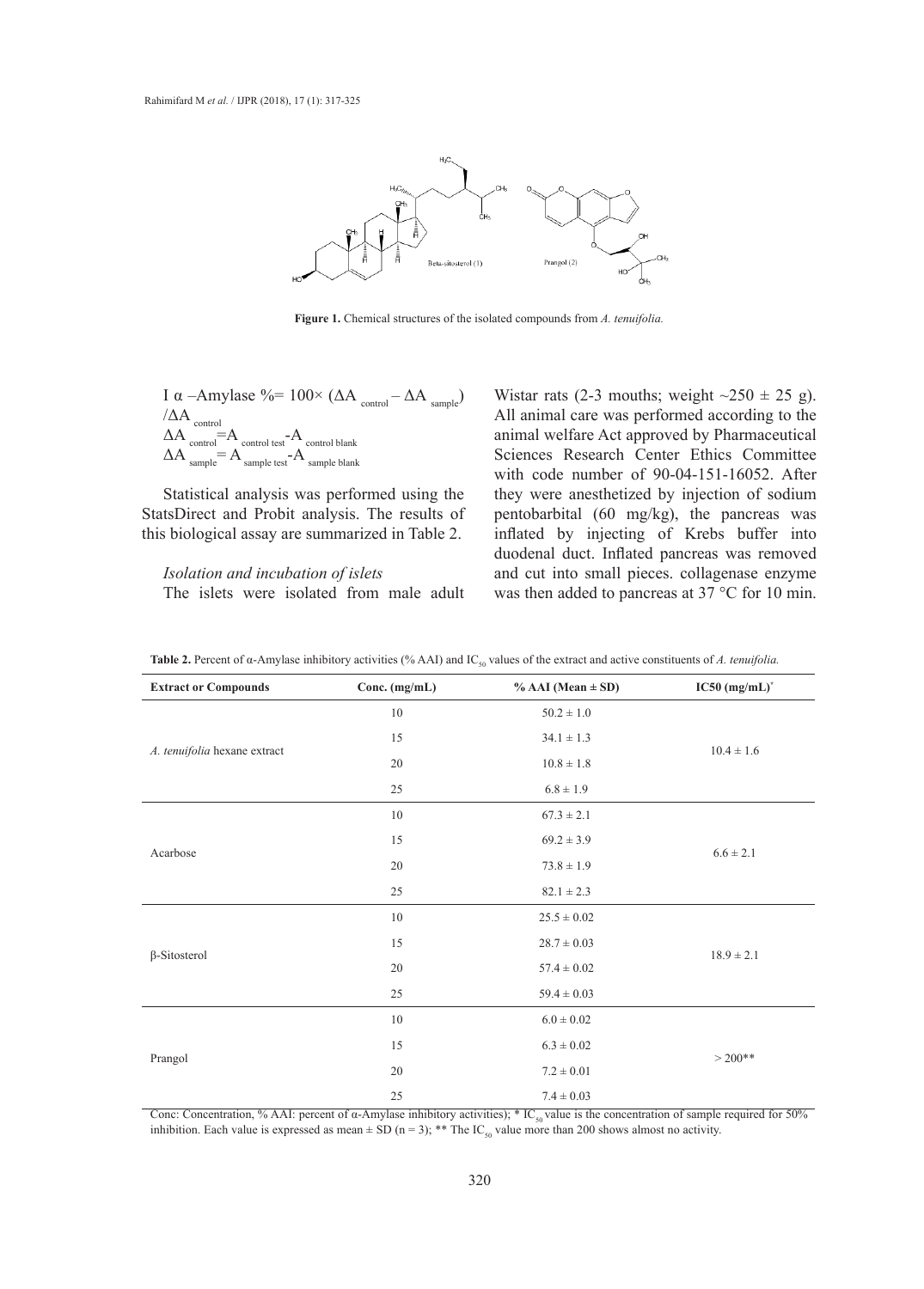**Figure 1.** Chemical structures of the isolated compounds from *A. tenuifolia.*

$$I\ \alpha\text{-Amylase}\ \% = 100\times(\Delta A_{control} - \Delta A_{sample})/\Delta A_{control}$$

$$\Delta A_{control} = A_{control\ test} - A_{control\ blank}$$

$$\Delta A_{sample} = A_{sample\ test} - A_{sample\ blank}$$

Statistical analysis was performed using the StatsDirect and Probit analysis. The results of this biological assay are summarized in Table 2.

*Isolation and incubation of islets*

The islets were isolated from male adult Wistar rats (2-3 mouths; weight ~250 ± 25 g). All animal care was performed according to the animal welfare Act approved by Pharmaceutical Sciences Research Center Ethics Committee with code number of 90-04-151-16052. After they were anesthetized by injection of sodium pentobarbital (60 mg/kg), the pancreas was inflated by injecting of Krebs buffer into duodenal duct. Inflated pancreas was removed and cut into small pieces. collagenase enzyme was then added to pancreas at 37 °C for 10 min.

**Table 2.** Percent of α-Amylase inhibitory activities (% AAI) and $IC_{50}$ values of the extract and active constituents of *A. tenuifolia.*

| Extract or Compounds | Conc. (mg/mL) | % AAI (Mean ± SD) | IC50 (mg/mL)* |
|---|---|---|---|
| *A. tenuifolia* hexane extract | 10 | 50.2 ± 1.0 | 10.4 ± 1.6 |
| | 15 | 34.1 ± 1.3 | |
| | 20 | 10.8 ± 1.8 | |
| | 25 | 6.8 ± 1.9 | |
| Acarbose | 10 | 67.3 ± 2.1 | 6.6 ± 2.1 |
| | 15 | 69.2 ± 3.9 | |
| | 20 | 73.8 ± 1.9 | |
| | 25 | 82.1 ± 2.3 | |
| β-Sitosterol | 10 | 25.5 ± 0.02 | 18.9 ± 2.1 |
| | 15 | 28.7 ± 0.03 | |
| | 20 | 57.4 ± 0.02 | |
| | 25 | 59.4 ± 0.03 | |
| Prangol | 10 | 6.0 ± 0.02 | > 200** |
| | 15 | 6.3 ± 0.02 | |
| | 20 | 7.2 ± 0.01 | |
| | 25 | 7.4 ± 0.03 | |

Conc: Concentration, % AAI: percent of α-Amylase inhibitory activities); * $IC_{50}$ value is the concentration of sample required for 50% inhibition. Each value is expressed as mean ± SD (n = 3); ** The $IC_{50}$ value more than 200 shows almost no activity.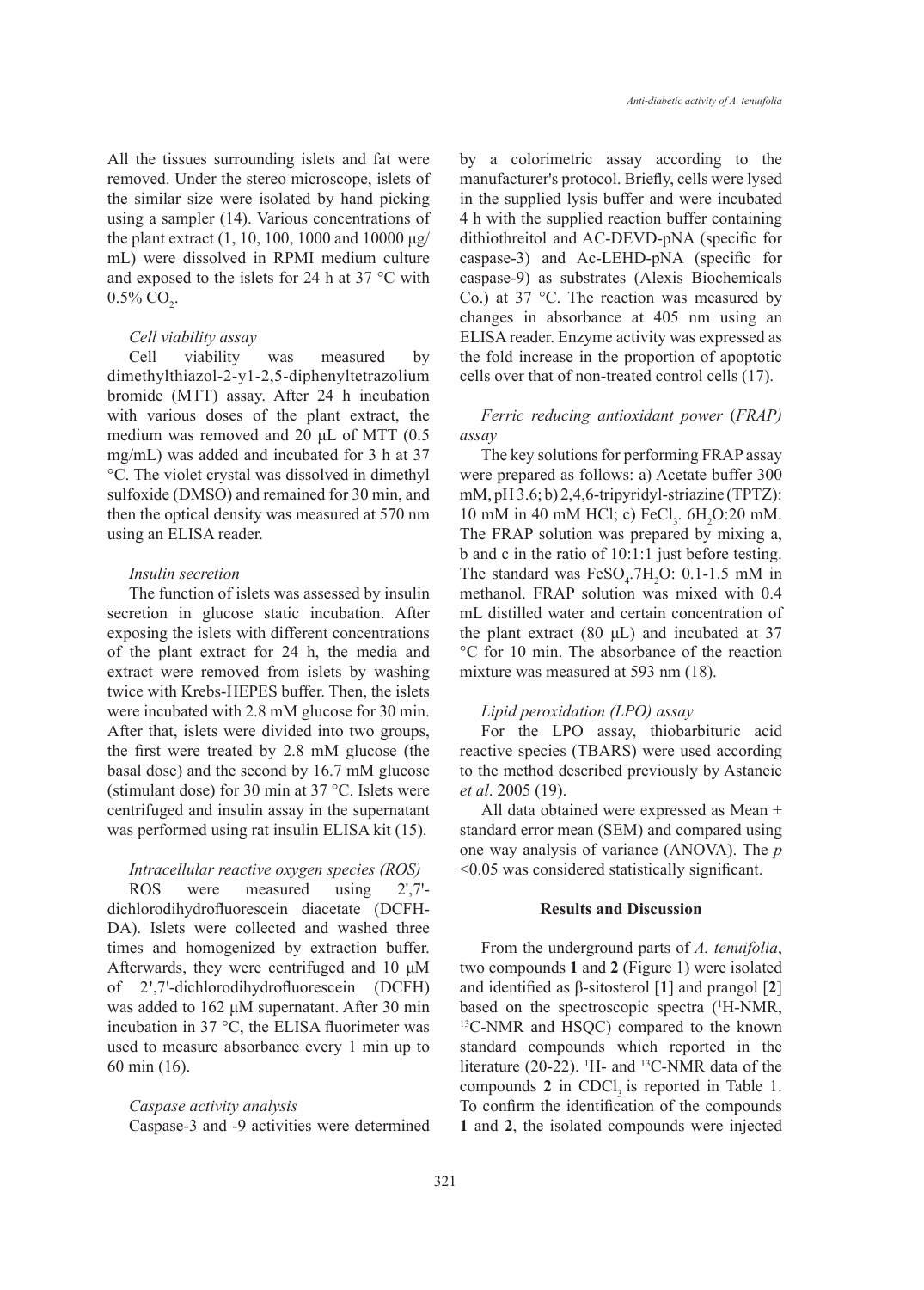All the tissues surrounding islets and fat were removed. Under the stereo microscope, islets of the similar size were isolated by hand picking using a sampler (14). Various concentrations of the plant extract (1, 10, 100, 1000 and 10000 μg/mL) were dissolved in RPMI medium culture and exposed to the islets for 24 h at 37 °C with 0.5% $CO_2$.

*Cell viability assay*

Cell viability was measured by dimethylthiazol-2-y1-2,5-diphenyltetrazolium bromide (MTT) assay. After 24 h incubation with various doses of the plant extract, the medium was removed and 20 μL of MTT (0.5 mg/mL) was added and incubated for 3 h at 37 °C. The violet crystal was dissolved in dimethyl sulfoxide (DMSO) and remained for 30 min, and then the optical density was measured at 570 nm using an ELISA reader.

*Insulin secretion*

The function of islets was assessed by insulin secretion in glucose static incubation. After exposing the islets with different concentrations of the plant extract for 24 h, the media and extract were removed from islets by washing twice with Krebs-HEPES buffer. Then, the islets were incubated with 2.8 mM glucose for 30 min. After that, islets were divided into two groups, the first were treated by 2.8 mM glucose (the basal dose) and the second by 16.7 mM glucose (stimulant dose) for 30 min at 37 °C. Islets were centrifuged and insulin assay in the supernatant was performed using rat insulin ELISA kit (15).

*Intracellular reactive oxygen species (ROS)*

ROS were measured using 2',7'-dichlorodihydrofluorescein diacetate (DCFH-DA). Islets were collected and washed three times and homogenized by extraction buffer. Afterwards, they were centrifuged and 10 μM of 2',7'-dichlorodihydrofluorescein (DCFH) was added to 162 μM supernatant. After 30 min incubation in 37 °C, the ELISA fluorimeter was used to measure absorbance every 1 min up to 60 min (16).

*Caspase activity analysis*

Caspase-3 and -9 activities were determined by a colorimetric assay according to the manufacturer's protocol. Briefly, cells were lysed in the supplied lysis buffer and were incubated 4 h with the supplied reaction buffer containing dithiothreitol and AC-DEVD-pNA (specific for caspase-3) and Ac-LEHD-pNA (specific for caspase-9) as substrates (Alexis Biochemicals Co.) at 37 °C. The reaction was measured by changes in absorbance at 405 nm using an ELISA reader. Enzyme activity was expressed as the fold increase in the proportion of apoptotic cells over that of non-treated control cells (17).

*Ferric reducing antioxidant power (FRAP) assay*

The key solutions for performing FRAP assay were prepared as follows: a) Acetate buffer 300 mM, pH 3.6; b) 2,4,6-tripyridyl-striazine (TPTZ): 10 mM in 40 mM HCl; c) $FeCl_3 \cdot 6H_2O$:20 mM. The FRAP solution was prepared by mixing a, b and c in the ratio of 10:1:1 just before testing. The standard was $FeSO_4 \cdot 7H_2O$: 0.1-1.5 mM in methanol. FRAP solution was mixed with 0.4 mL distilled water and certain concentration of the plant extract (80 μL) and incubated at 37 °C for 10 min. The absorbance of the reaction mixture was measured at 593 nm (18).

*Lipid peroxidation (LPO) assay*

For the LPO assay, thiobarbituric acid reactive species (TBARS) were used according to the method described previously by Astaneie *et al*. 2005 (19).

All data obtained were expressed as Mean ± standard error mean (SEM) and compared using one way analysis of variance (ANOVA). The $p < 0.05$ was considered statistically significant.

## Results and Discussion

From the underground parts of *A. tenuifolia*, two compounds **1** and **2** (Figure 1) were isolated and identified as β-sitosterol [**1**] and prangol [**2**] based on the spectroscopic spectra ($^1$H-NMR, $^{13}$C-NMR and HSQC) compared to the known standard compounds which reported in the literature (20-22). $^1$H- and $^{13}$C-NMR data of the compounds **2** in $CDCl_3$ is reported in Table 1. To confirm the identification of the compounds **1** and **2**, the isolated compounds were injected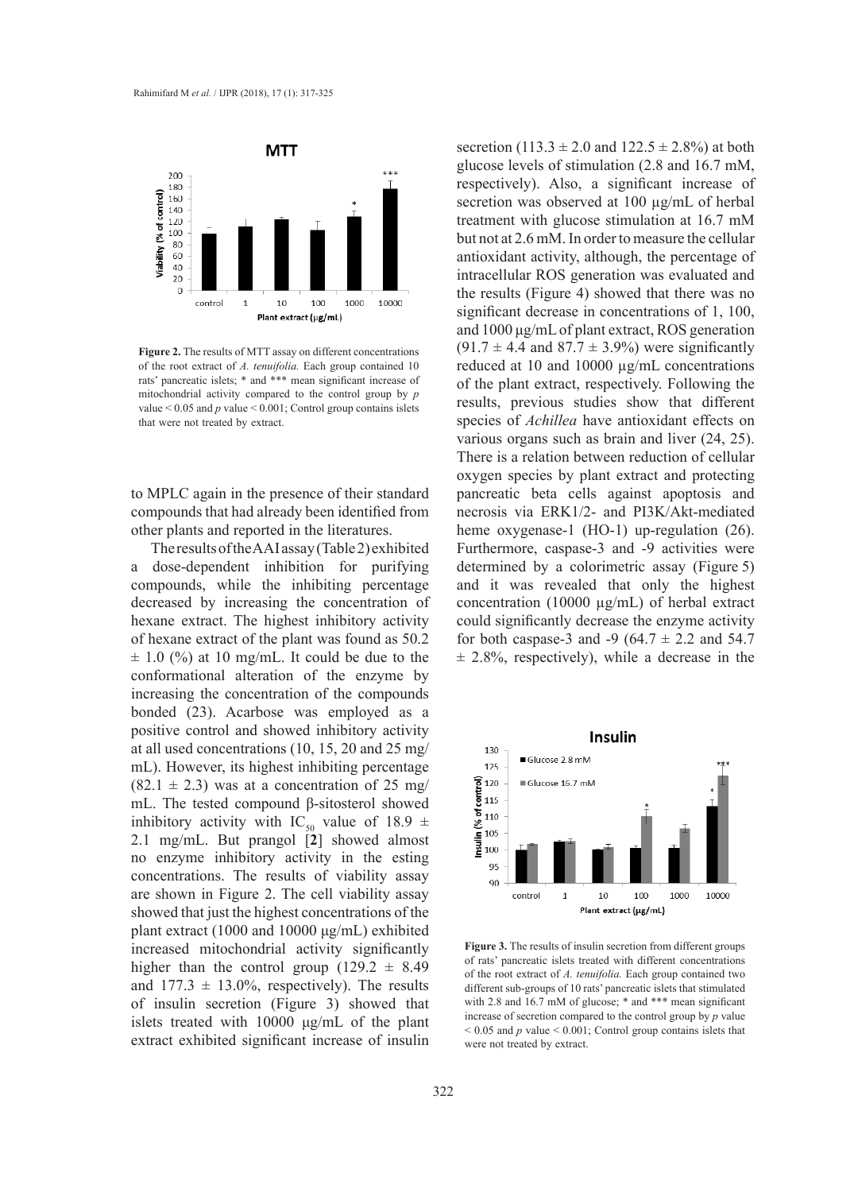**Figure 2.** The results of MTT assay on different concentrations of the root extract of *A. tenuifolia.* Each group contained 10 rats' pancreatic islets; * and *** mean significant increase of mitochondrial activity compared to the control group by $p$ value < 0.05 and $p$ value < 0.001; Control group contains islets that were not treated by extract.

to MPLC again in the presence of their standard compounds that had already been identified from other plants and reported in the literatures.

The results of the AAI assay (Table 2) exhibited a dose-dependent inhibition for purifying compounds, while the inhibiting percentage decreased by increasing the concentration of hexane extract. The highest inhibitory activity of hexane extract of the plant was found as 50.2 ± 1.0 (%) at 10 mg/mL. It could be due to the conformational alteration of the enzyme by increasing the concentration of the compounds bonded (23). Acarbose was employed as a positive control and showed inhibitory activity at all used concentrations (10, 15, 20 and 25 mg/mL). However, its highest inhibiting percentage (82.1 ± 2.3) was at a concentration of 25 mg/mL. The tested compound β-sitosterol showed inhibitory activity with $IC_{50}$ value of 18.9 ± 2.1 mg/mL. But prangol [**2**] showed almost no enzyme inhibitory activity in the esting concentrations. The results of viability assay are shown in Figure 2. The cell viability assay showed that just the highest concentrations of the plant extract (1000 and 10000 µg/mL) exhibited increased mitochondrial activity significantly higher than the control group (129.2 ± 8.49 and 177.3 ± 13.0%, respectively). The results of insulin secretion (Figure 3) showed that islets treated with 10000 µg/mL of the plant extract exhibited significant increase of insulin secretion (113.3 ± 2.0 and 122.5 ± 2.8%) at both glucose levels of stimulation (2.8 and 16.7 mM, respectively). Also, a significant increase of secretion was observed at 100 µg/mL of herbal treatment with glucose stimulation at 16.7 mM but not at 2.6 mM. In order to measure the cellular antioxidant activity, although, the percentage of intracellular ROS generation was evaluated and the results (Figure 4) showed that there was no significant decrease in concentrations of 1, 100, and 1000 µg/mL of plant extract, ROS generation (91.7 ± 4.4 and 87.7 ± 3.9%) were significantly reduced at 10 and 10000 µg/mL concentrations of the plant extract, respectively. Following the results, previous studies show that different species of *Achillea* have antioxidant effects on various organs such as brain and liver (24, 25). There is a relation between reduction of cellular oxygen species by plant extract and protecting pancreatic beta cells against apoptosis and necrosis via ERK1/2- and PI3K/Akt-mediated heme oxygenase-1 (HO-1) up-regulation (26). Furthermore, caspase-3 and -9 activities were determined by a colorimetric assay (Figure 5) and it was revealed that only the highest concentration (10000 µg/mL) of herbal extract could significantly decrease the enzyme activity for both caspase-3 and -9 (64.7 ± 2.2 and 54.7 ± 2.8%, respectively), while a decrease in the

**Figure 3.** The results of insulin secretion from different groups of rats' pancreatic islets treated with different concentrations of the root extract of *A. tenuifolia.* Each group contained two different sub-groups of 10 rats' pancreatic islets that stimulated with 2.8 and 16.7 mM of glucose; * and *** mean significant increase of secretion compared to the control group by $p$ value < 0.05 and $p$ value < 0.001; Control group contains islets that were not treated by extract.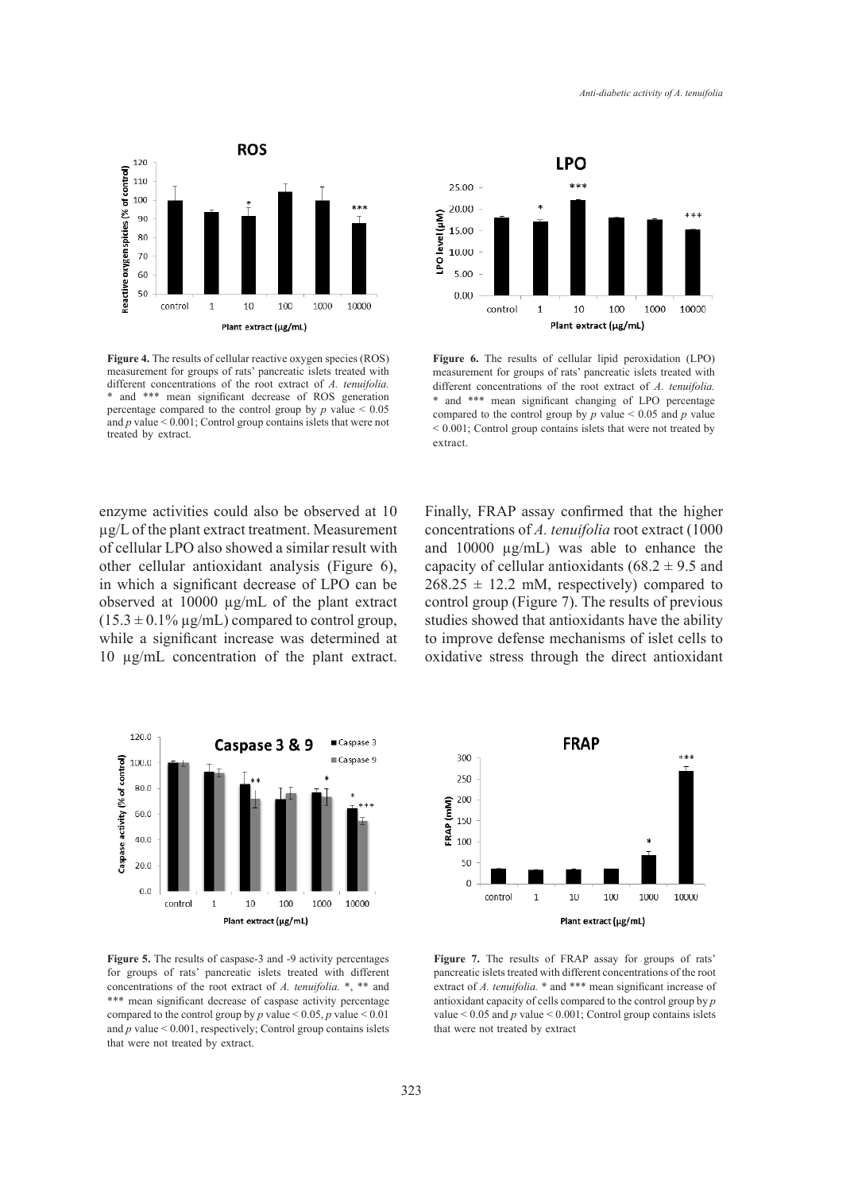**Figure 4.** The results of cellular reactive oxygen species (ROS) measurement for groups of rats' pancreatic islets treated with different concentrations of the root extract of *A. tenuifolia.* * and *** mean significant decrease of ROS generation percentage compared to the control group by $p$ value < 0.05 and $p$ value < 0.001; Control group contains islets that were not treated by extract.

**Figure 6.** The results of cellular lipid peroxidation (LPO) measurement for groups of rats' pancreatic islets treated with different concentrations of the root extract of *A. tenuifolia.* * and *** mean significant changing of LPO percentage compared to the control group by $p$ value < 0.05 and $p$ value < 0.001; Control group contains islets that were not treated by extract.

enzyme activities could also be observed at 10 µg/L of the plant extract treatment. Measurement of cellular LPO also showed a similar result with other cellular antioxidant analysis (Figure 6), in which a significant decrease of LPO can be observed at 10000 µg/mL of the plant extract ($15.3 \pm 0.1\%$ µg/mL) compared to control group, while a significant increase was determined at 10 µg/mL concentration of the plant extract. Finally, FRAP assay confirmed that the higher concentrations of *A. tenuifolia* root extract (1000 and 10000 µg/mL) was able to enhance the capacity of cellular antioxidants ($68.2 \pm 9.5$ and $268.25 \pm 12.2$ mM, respectively) compared to control group (Figure 7). The results of previous studies showed that antioxidants have the ability to improve defense mechanisms of islet cells to oxidative stress through the direct antioxidant

**Figure 5.** The results of caspase-3 and -9 activity percentages for groups of rats' pancreatic islets treated with different concentrations of the root extract of *A. tenuifolia.* *, ** and *** mean significant decrease of caspase activity percentage compared to the control group by $p$ value < 0.05, $p$ value < 0.01 and $p$ value < 0.001, respectively; Control group contains islets that were not treated by extract.

**Figure 7.** The results of FRAP assay for groups of rats' pancreatic islets treated with different concentrations of the root extract of *A. tenuifolia.* * and *** mean significant increase of antioxidant capacity of cells compared to the control group by $p$ value < 0.05 and $p$ value < 0.001; Control group contains islets that were not treated by extract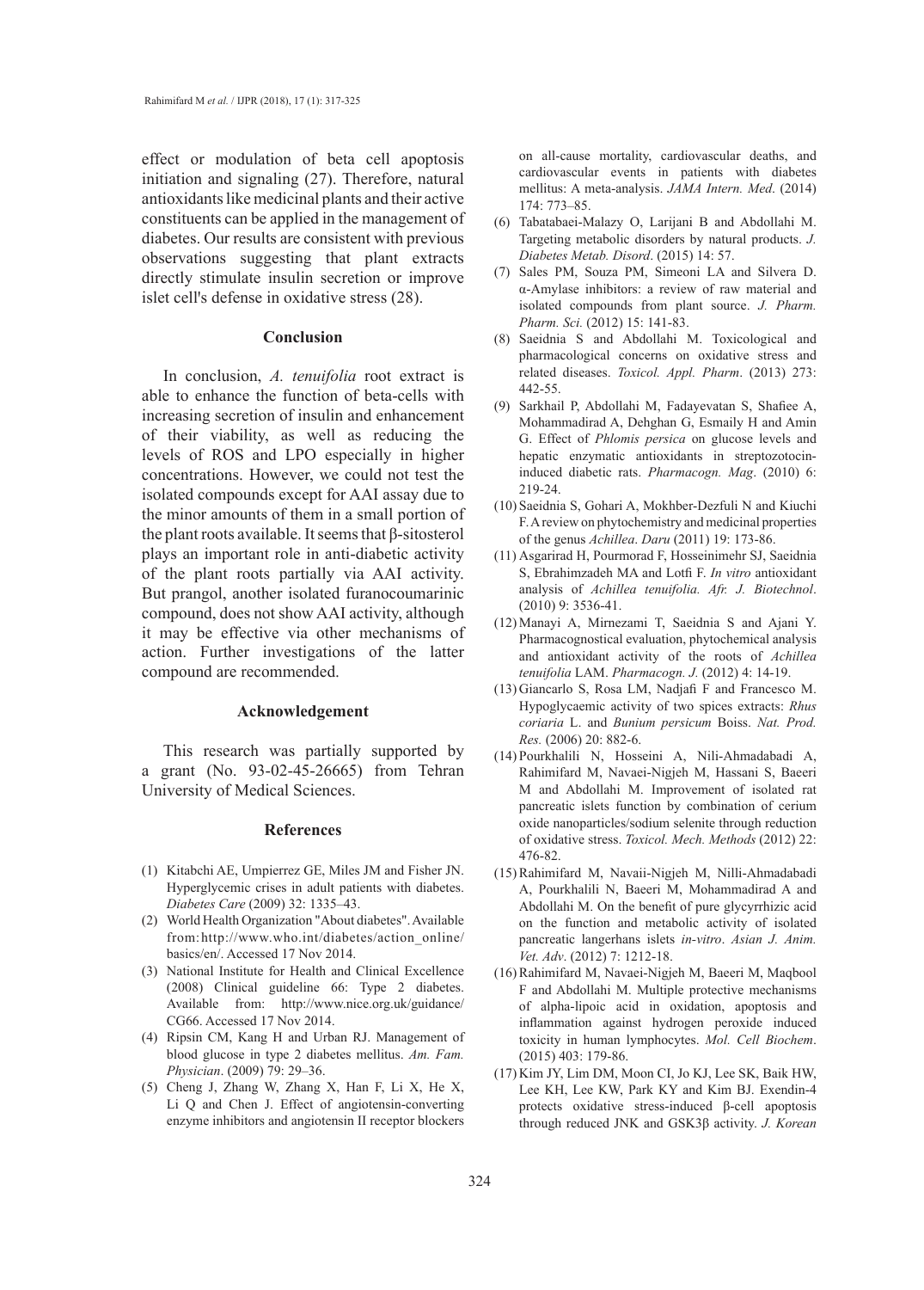effect or modulation of beta cell apoptosis initiation and signaling (27). Therefore, natural antioxidants like medicinal plants and their active constituents can be applied in the management of diabetes. Our results are consistent with previous observations suggesting that plant extracts directly stimulate insulin secretion or improve islet cell's defense in oxidative stress (28).

## Conclusion

In conclusion, *A. tenuifolia* root extract is able to enhance the function of beta-cells with increasing secretion of insulin and enhancement of their viability, as well as reducing the levels of ROS and LPO especially in higher concentrations. However, we could not test the isolated compounds except for AAI assay due to the minor amounts of them in a small portion of the plant roots available. It seems that β-sitosterol plays an important role in anti-diabetic activity of the plant roots partially via AAI activity. But prangol, another isolated furanocoumarinic compound, does not show AAI activity, although it may be effective via other mechanisms of action. Further investigations of the latter compound are recommended.

## Acknowledgement

This research was partially supported by a grant (No. 93-02-45-26665) from Tehran University of Medical Sciences.

## References

(1) Kitabchi AE, Umpierrez GE, Miles JM and Fisher JN. Hyperglycemic crises in adult patients with diabetes. *Diabetes Care* (2009) 32: 1335–43.

(2) World Health Organization "About diabetes". Available from: http://www.who.int/diabetes/action_online/basics/en/. Accessed 17 Nov 2014.

(3) National Institute for Health and Clinical Excellence (2008) Clinical guideline 66: Type 2 diabetes. Available from: http://www.nice.org.uk/guidance/CG66. Accessed 17 Nov 2014.

(4) Ripsin CM, Kang H and Urban RJ. Management of blood glucose in type 2 diabetes mellitus. *Am. Fam. Physician*. (2009) 79: 29–36.

(5) Cheng J, Zhang W, Zhang X, Han F, Li X, He X, Li Q and Chen J. Effect of angiotensin-converting enzyme inhibitors and angiotensin II receptor blockers on all-cause mortality, cardiovascular deaths, and cardiovascular events in patients with diabetes mellitus: A meta-analysis. *JAMA Intern. Med*. (2014) 174: 773–85.

(6) Tabatabaei-Malazy O, Larijani B and Abdollahi M. Targeting metabolic disorders by natural products. *J. Diabetes Metab. Disord*. (2015) 14: 57.

(7) Sales PM, Souza PM, Simeoni LA and Silvera D. α-Amylase inhibitors: a review of raw material and isolated compounds from plant source. *J. Pharm. Pharm. Sci.* (2012) 15: 141-83.

(8) Saeidnia S and Abdollahi M. Toxicological and pharmacological concerns on oxidative stress and related diseases. *Toxicol. Appl. Pharm*. (2013) 273: 442-55.

(9) Sarkhail P, Abdollahi M, Fadayevatan S, Shafiee A, Mohammadirad A, Dehghan G, Esmaily H and Amin G. Effect of *Phlomis persica* on glucose levels and hepatic enzymatic antioxidants in streptozotocin-induced diabetic rats. *Pharmacogn. Mag*. (2010) 6: 219-24.

(10) Saeidnia S, Gohari A, Mokhber-Dezfuli N and Kiuchi F. A review on phytochemistry and medicinal properties of the genus *Achillea*. *Daru* (2011) 19: 173-86.

(11) Asgarirad H, Pourmorad F, Hosseinimehr SJ, Saeidnia S, Ebrahimzadeh MA and Lotfi F. *In vitro* antioxidant analysis of *Achillea tenuifolia. Afr. J. Biotechnol*. (2010) 9: 3536-41.

(12) Manayi A, Mirnezami T, Saeidnia S and Ajani Y. Pharmacognostical evaluation, phytochemical analysis and antioxidant activity of the roots of *Achillea tenuifolia* LAM. *Pharmacogn. J.* (2012) 4: 14-19.

(13) Giancarlo S, Rosa LM, Nadjafi F and Francesco M. Hypoglycaemic activity of two spices extracts: *Rhus coriaria* L. and *Bunium persicum* Boiss. *Nat. Prod. Res.* (2006) 20: 882-6.

(14) Pourkhalili N, Hosseini A, Nili-Ahmadabadi A, Rahimifard M, Navaei-Nigjeh M, Hassani S, Baeeri M and Abdollahi M. Improvement of isolated rat pancreatic islets function by combination of cerium oxide nanoparticles/sodium selenite through reduction of oxidative stress. *Toxicol. Mech. Methods* (2012) 22: 476-82.

(15) Rahimifard M, Navaii-Nigjeh M, Nilli-Ahmadabadi A, Pourkhalili N, Baeeri M, Mohammadirad A and Abdollahi M. On the benefit of pure glycyrrhizic acid on the function and metabolic activity of isolated pancreatic langerhans islets *in-vitro*. *Asian J. Anim. Vet. Adv*. (2012) 7: 1212-18.

(16) Rahimifard M, Navaei-Nigjeh M, Baeeri M, Maqbool F and Abdollahi M. Multiple protective mechanisms of alpha-lipoic acid in oxidation, apoptosis and inflammation against hydrogen peroxide induced toxicity in human lymphocytes. *Mol. Cell Biochem*. (2015) 403: 179-86.

(17) Kim JY, Lim DM, Moon CI, Jo KJ, Lee SK, Baik HW, Lee KH, Lee KW, Park KY and Kim BJ. Exendin-4 protects oxidative stress-induced β-cell apoptosis through reduced JNK and GSK3β activity. *J. Korean*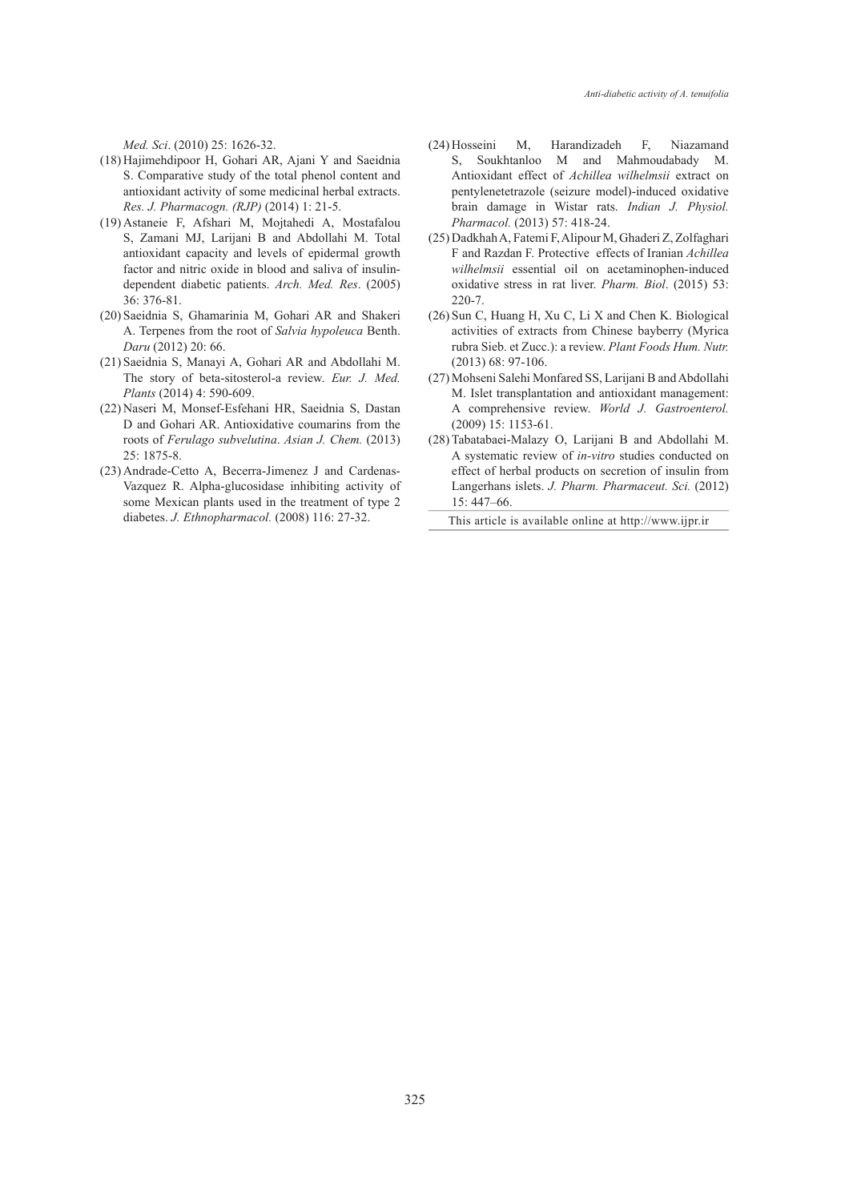*Med. Sci*. (2010) 25: 1626-32.

(18) Hajimehdipoor H, Gohari AR, Ajani Y and Saeidnia S. Comparative study of the total phenol content and antioxidant activity of some medicinal herbal extracts. *Res. J. Pharmacogn. (RJP)* (2014) 1: 21-5.

(19) Astaneie F, Afshari M, Mojtahedi A, Mostafalou S, Zamani MJ, Larijani B and Abdollahi M. Total antioxidant capacity and levels of epidermal growth factor and nitric oxide in blood and saliva of insulin-dependent diabetic patients. *Arch. Med. Res*. (2005) 36: 376-81.

(20) Saeidnia S, Ghamarinia M, Gohari AR and Shakeri A. Terpenes from the root of *Salvia hypoleuca* Benth. *Daru* (2012) 20: 66.

(21) Saeidnia S, Manayi A, Gohari AR and Abdollahi M. The story of beta-sitosterol-a review. *Eur. J. Med. Plants* (2014) 4: 590-609.

(22) Naseri M, Monsef-Esfehani HR, Saeidnia S, Dastan D and Gohari AR. Antioxidative coumarins from the roots of *Ferulago subvelutina*. *Asian J. Chem.* (2013) 25: 1875-8.

(23) Andrade-Cetto A, Becerra-Jimenez J and Cardenas-Vazquez R. Alpha-glucosidase inhibiting activity of some Mexican plants used in the treatment of type 2 diabetes. *J. Ethnopharmacol.* (2008) 116: 27-32.

(24) Hosseini M, Harandizadeh F, Niazamand S, Soukhtanloo M and Mahmoudabady M. Antioxidant effect of *Achillea wilhelmsii* extract on pentylenetetrazole (seizure model)-induced oxidative brain damage in Wistar rats. *Indian J. Physiol. Pharmacol.* (2013) 57: 418-24.

(25) Dadkhah A, Fatemi F, Alipour M, Ghaderi Z, Zolfaghari F and Razdan F. Protective effects of Iranian *Achillea wilhelmsii* essential oil on acetaminophen-induced oxidative stress in rat liver. *Pharm. Biol*. (2015) 53: 220-7.

(26) Sun C, Huang H, Xu C, Li X and Chen K. Biological activities of extracts from Chinese bayberry (Myrica rubra Sieb. et Zucc.): a review. *Plant Foods Hum. Nutr.* (2013) 68: 97-106.

(27) Mohseni Salehi Monfared SS, Larijani B and Abdollahi M. Islet transplantation and antioxidant management: A comprehensive review. *World J. Gastroenterol.* (2009) 15: 1153-61.

(28) Tabatabaei-Malazy O, Larijani B and Abdollahi M. A systematic review of *in-vitro* studies conducted on effect of herbal products on secretion of insulin from Langerhans islets. *J. Pharm. Pharmaceut. Sci.* (2012) 15: 447–66.

This article is available online at http://www.ijpr.ir